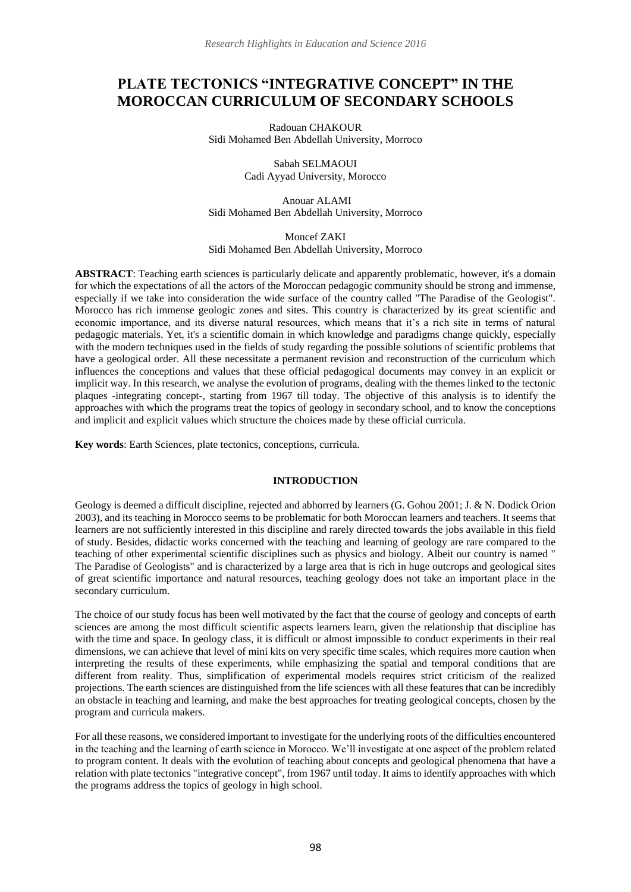# PLATE TECTONICS "INTEGRATIVE CONCEPT" IN THE MOROCCAN CURRICULUM OF SECONDARY SCHOOLS

Radouan CHAKOUR
Sidi Mohamed Ben Abdellah University, Morroco

Sabah SELMAOUI
Cadi Ayyad University, Morocco

Anouar ALAMI
Sidi Mohamed Ben Abdellah University, Morroco

Moncef ZAKI
Sidi Mohamed Ben Abdellah University, Morroco

**ABSTRACT**: Teaching earth sciences is particularly delicate and apparently problematic, however, it's a domain for which the expectations of all the actors of the Moroccan pedagogic community should be strong and immense, especially if we take into consideration the wide surface of the country called "The Paradise of the Geologist". Morocco has rich immense geologic zones and sites. This country is characterized by its great scientific and economic importance, and its diverse natural resources, which means that it's a rich site in terms of natural pedagogic materials. Yet, it's a scientific domain in which knowledge and paradigms change quickly, especially with the modern techniques used in the fields of study regarding the possible solutions of scientific problems that have a geological order. All these necessitate a permanent revision and reconstruction of the curriculum which influences the conceptions and values that these official pedagogical documents may convey in an explicit or implicit way. In this research, we analyse the evolution of programs, dealing with the themes linked to the tectonic plaques -integrating concept-, starting from 1967 till today. The objective of this analysis is to identify the approaches with which the programs treat the topics of geology in secondary school, and to know the conceptions and implicit and explicit values which structure the choices made by these official curricula.

**Key words**: Earth Sciences, plate tectonics, conceptions, curricula.

## INTRODUCTION

Geology is deemed a difficult discipline, rejected and abhorred by learners (G. Gohou 2001; J. & N. Dodick Orion 2003), and its teaching in Morocco seems to be problematic for both Moroccan learners and teachers. It seems that learners are not sufficiently interested in this discipline and rarely directed towards the jobs available in this field of study. Besides, didactic works concerned with the teaching and learning of geology are rare compared to the teaching of other experimental scientific disciplines such as physics and biology. Albeit our country is named " The Paradise of Geologists" and is characterized by a large area that is rich in huge outcrops and geological sites of great scientific importance and natural resources, teaching geology does not take an important place in the secondary curriculum.

The choice of our study focus has been well motivated by the fact that the course of geology and concepts of earth sciences are among the most difficult scientific aspects learners learn, given the relationship that discipline has with the time and space. In geology class, it is difficult or almost impossible to conduct experiments in their real dimensions, we can achieve that level of mini kits on very specific time scales, which requires more caution when interpreting the results of these experiments, while emphasizing the spatial and temporal conditions that are different from reality. Thus, simplification of experimental models requires strict criticism of the realized projections. The earth sciences are distinguished from the life sciences with all these features that can be incredibly an obstacle in teaching and learning, and make the best approaches for treating geological concepts, chosen by the program and curricula makers.

For all these reasons, we considered important to investigate for the underlying roots of the difficulties encountered in the teaching and the learning of earth science in Morocco. We'll investigate at one aspect of the problem related to program content. It deals with the evolution of teaching about concepts and geological phenomena that have a relation with plate tectonics "integrative concept", from 1967 until today. It aims to identify approaches with which the programs address the topics of geology in high school.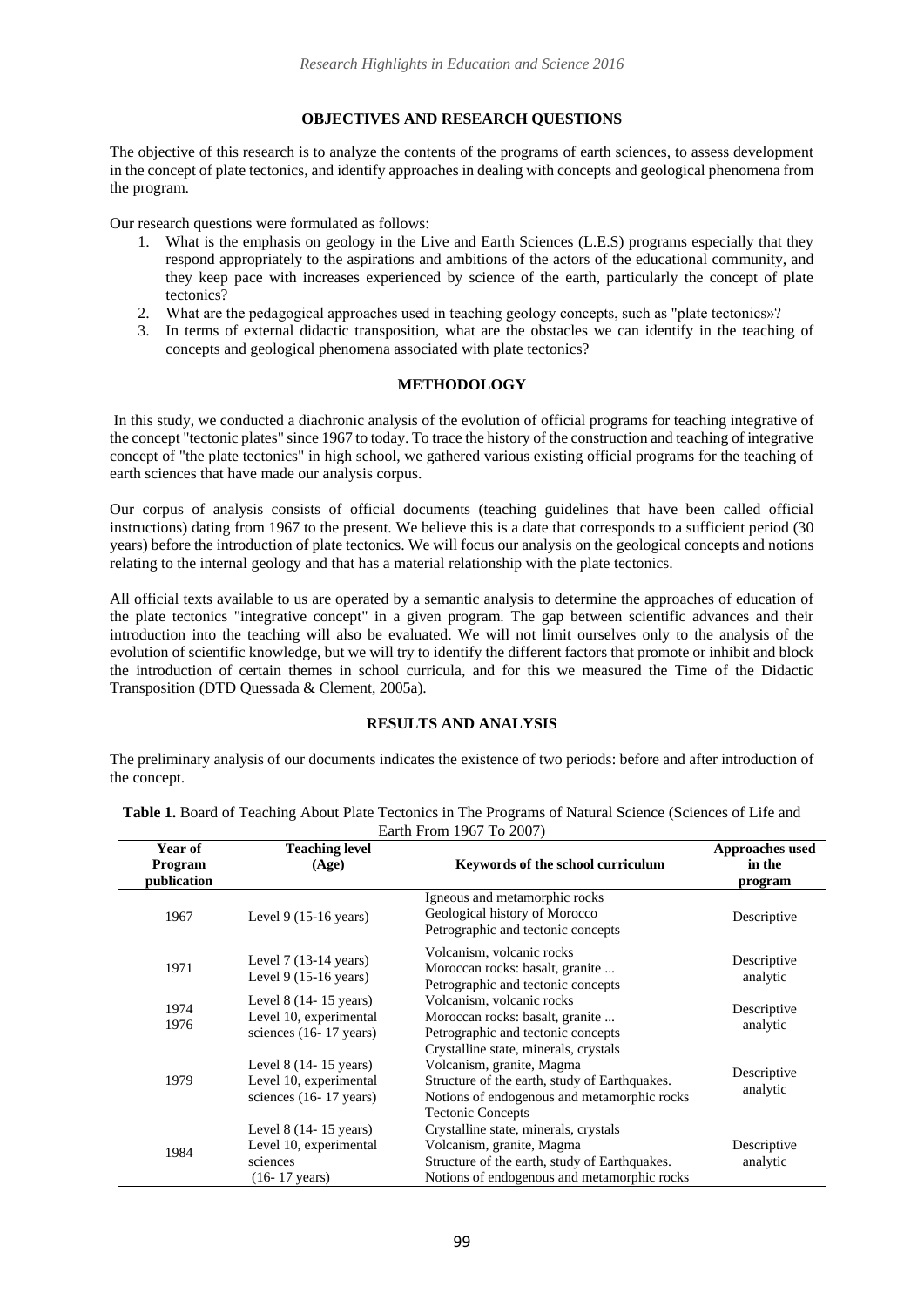## OBJECTIVES AND RESEARCH QUESTIONS

The objective of this research is to analyze the contents of the programs of earth sciences, to assess development in the concept of plate tectonics, and identify approaches in dealing with concepts and geological phenomena from the program.

Our research questions were formulated as follows:

1. What is the emphasis on geology in the Live and Earth Sciences (L.E.S) programs especially that they respond appropriately to the aspirations and ambitions of the actors of the educational community, and they keep pace with increases experienced by science of the earth, particularly the concept of plate tectonics?
2. What are the pedagogical approaches used in teaching geology concepts, such as "plate tectonics»?
3. In terms of external didactic transposition, what are the obstacles we can identify in the teaching of concepts and geological phenomena associated with plate tectonics?

## METHODOLOGY

In this study, we conducted a diachronic analysis of the evolution of official programs for teaching integrative of the concept "tectonic plates" since 1967 to today. To trace the history of the construction and teaching of integrative concept of "the plate tectonics" in high school, we gathered various existing official programs for the teaching of earth sciences that have made our analysis corpus.

Our corpus of analysis consists of official documents (teaching guidelines that have been called official instructions) dating from 1967 to the present. We believe this is a date that corresponds to a sufficient period (30 years) before the introduction of plate tectonics. We will focus our analysis on the geological concepts and notions relating to the internal geology and that has a material relationship with the plate tectonics.

All official texts available to us are operated by a semantic analysis to determine the approaches of education of the plate tectonics "integrative concept" in a given program. The gap between scientific advances and their introduction into the teaching will also be evaluated. We will not limit ourselves only to the analysis of the evolution of scientific knowledge, but we will try to identify the different factors that promote or inhibit and block the introduction of certain themes in school curricula, and for this we measured the Time of the Didactic Transposition (DTD Quessada & Clement, 2005a).

## RESULTS AND ANALYSIS

The preliminary analysis of our documents indicates the existence of two periods: before and after introduction of the concept.

**Table 1.** Board of Teaching About Plate Tectonics in The Programs of Natural Science (Sciences of Life and Earth From 1967 To 2007)

| Year of Program publication | Teaching level (Age) | Keywords of the school curriculum | Approaches used in the program |
|---|---|---|---|
| 1967 | Level 9 (15-16 years) | Igneous and metamorphic rocks<br>Geological history of Morocco<br>Petrographic and tectonic concepts | Descriptive |
| 1971 | Level 7 (13-14 years)<br>Level 9 (15-16 years) | Volcanism, volcanic rocks<br>Moroccan rocks: basalt, granite ...<br>Petrographic and tectonic concepts | Descriptive analytic |
| 1974<br>1976 | Level 8 (14- 15 years)<br>Level 10, experimental sciences (16- 17 years) | Volcanism, volcanic rocks<br>Moroccan rocks: basalt, granite ...<br>Petrographic and tectonic concepts | Descriptive analytic |
| 1979 | Level 8 (14- 15 years)<br>Level 10, experimental sciences (16- 17 years) | Crystalline state, minerals, crystals<br>Volcanism, granite, Magma<br>Structure of the earth, study of Earthquakes.<br>Notions of endogenous and metamorphic rocks<br>Tectonic Concepts | Descriptive analytic |
| 1984 | Level 8 (14- 15 years)<br>Level 10, experimental sciences<br>(16- 17 years) | Crystalline state, minerals, crystals<br>Volcanism, granite, Magma<br>Structure of the earth, study of Earthquakes.<br>Notions of endogenous and metamorphic rocks | Descriptive analytic |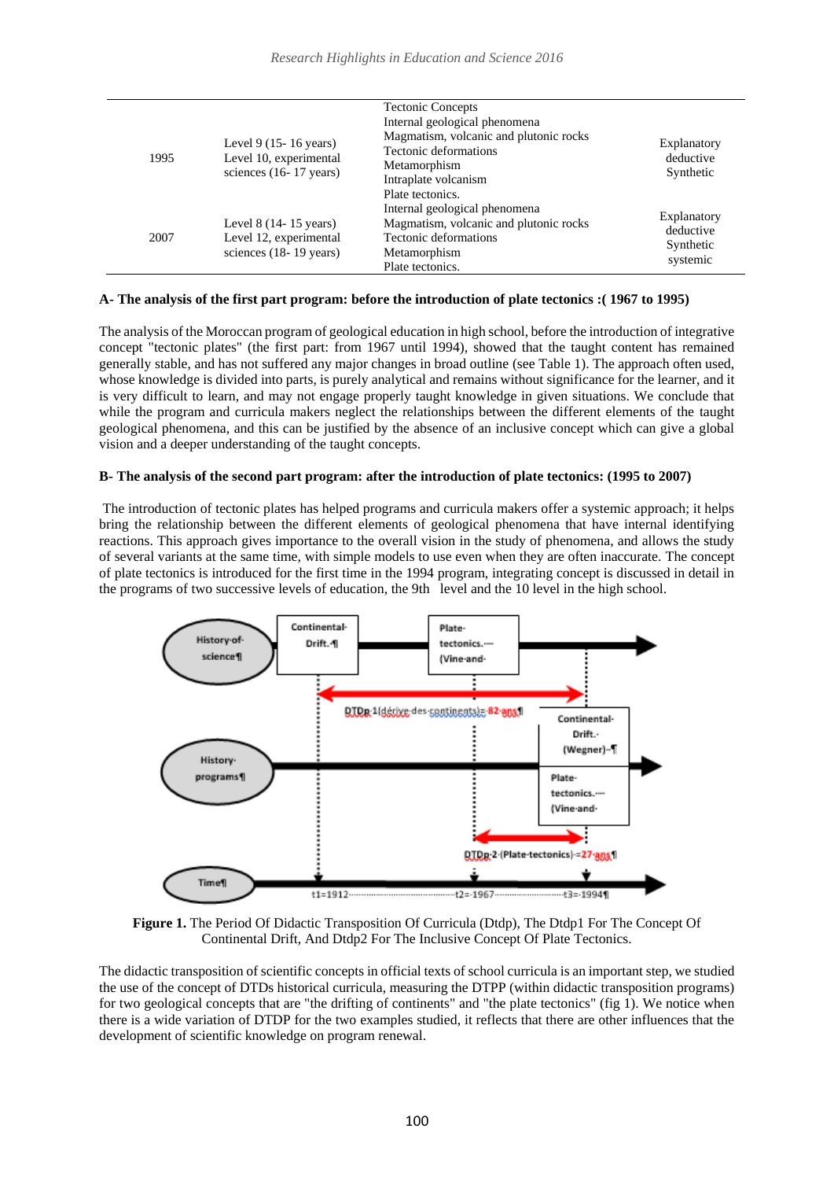| | | | |
|---|---|---|---|
| 1995 | Level 9 (15- 16 years) Level 10, experimental sciences (16- 17 years) | Tectonic Concepts Internal geological phenomena Magmatism, volcanic and plutonic rocks Tectonic deformations Metamorphism Intraplate volcanism Plate tectonics. | Explanatory deductive Synthetic |
| 2007 | Level 8 (14- 15 years) Level 12, experimental sciences (18- 19 years) | Internal geological phenomena Magmatism, volcanic and plutonic rocks Tectonic deformations Metamorphism Plate tectonics. | Explanatory deductive Synthetic systemic |

**A- The analysis of the first part program: before the introduction of plate tectonics :( 1967 to 1995)**

The analysis of the Moroccan program of geological education in high school, before the introduction of integrative concept "tectonic plates" (the first part: from 1967 until 1994), showed that the taught content has remained generally stable, and has not suffered any major changes in broad outline (see Table 1). The approach often used, whose knowledge is divided into parts, is purely analytical and remains without significance for the learner, and it is very difficult to learn, and may not engage properly taught knowledge in given situations. We conclude that while the program and curricula makers neglect the relationships between the different elements of the taught geological phenomena, and this can be justified by the absence of an inclusive concept which can give a global vision and a deeper understanding of the taught concepts.

**B- The analysis of the second part program: after the introduction of plate tectonics: (1995 to 2007)**

The introduction of tectonic plates has helped programs and curricula makers offer a systemic approach; it helps bring the relationship between the different elements of geological phenomena that have internal identifying reactions. This approach gives importance to the overall vision in the study of phenomena, and allows the study of several variants at the same time, with simple models to use even when they are often inaccurate. The concept of plate tectonics is introduced for the first time in the 1994 program, integrating concept is discussed in detail in the programs of two successive levels of education, the 9th level and the 10 level in the high school.

**Figure 1.** The Period Of Didactic Transposition Of Curricula (Dtdp), The Dtdp1 For The Concept Of Continental Drift, And Dtdp2 For The Inclusive Concept Of Plate Tectonics.

The didactic transposition of scientific concepts in official texts of school curricula is an important step, we studied the use of the concept of DTDs historical curricula, measuring the DTPP (within didactic transposition programs) for two geological concepts that are "the drifting of continents" and "the plate tectonics" (fig 1). We notice when there is a wide variation of DTDP for the two examples studied, it reflects that there are other influences that the development of scientific knowledge on program renewal.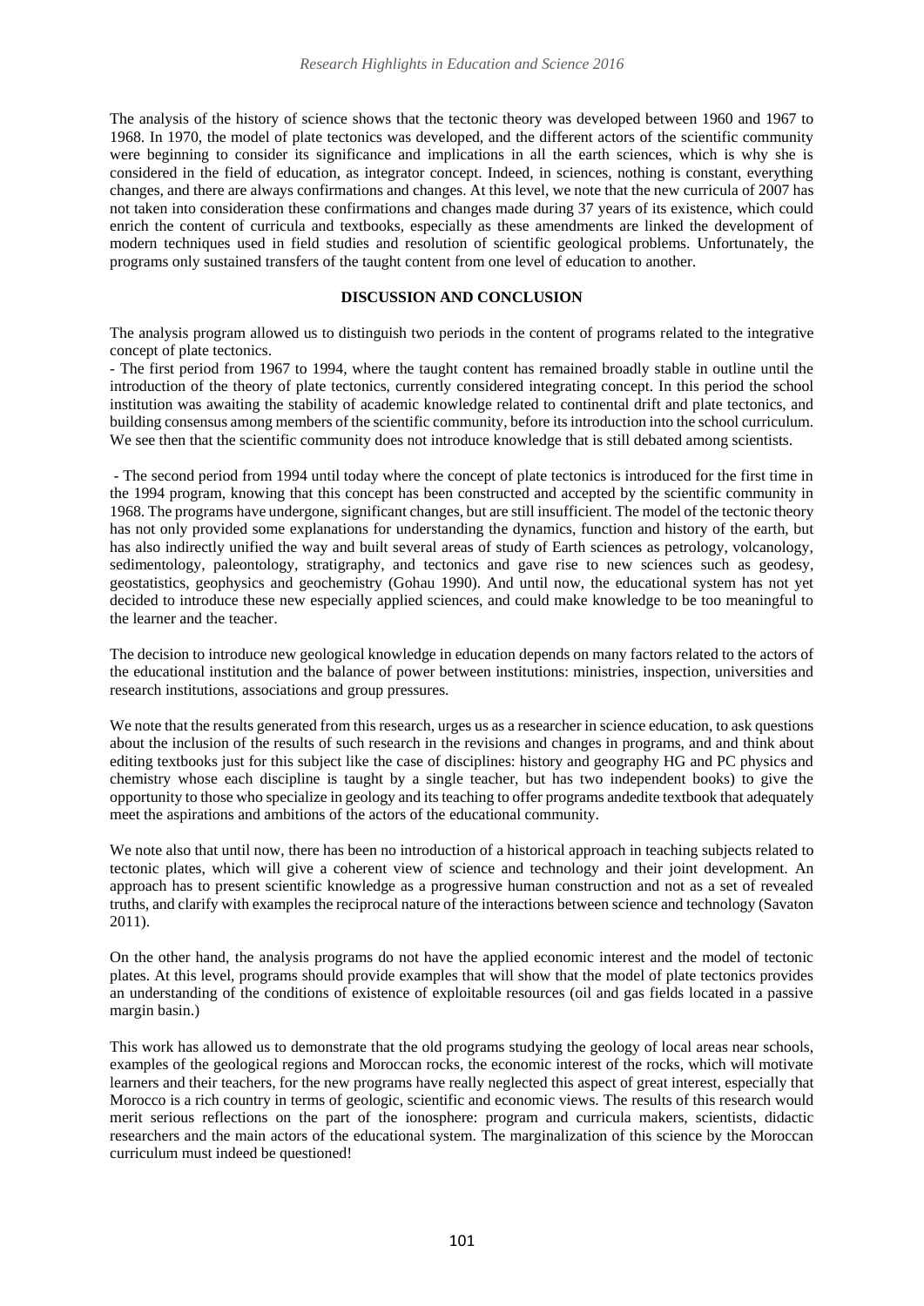The analysis of the history of science shows that the tectonic theory was developed between 1960 and 1967 to 1968. In 1970, the model of plate tectonics was developed, and the different actors of the scientific community were beginning to consider its significance and implications in all the earth sciences, which is why she is considered in the field of education, as integrator concept. Indeed, in sciences, nothing is constant, everything changes, and there are always confirmations and changes. At this level, we note that the new curricula of 2007 has not taken into consideration these confirmations and changes made during 37 years of its existence, which could enrich the content of curricula and textbooks, especially as these amendments are linked the development of modern techniques used in field studies and resolution of scientific geological problems. Unfortunately, the programs only sustained transfers of the taught content from one level of education to another.

## DISCUSSION AND CONCLUSION

The analysis program allowed us to distinguish two periods in the content of programs related to the integrative concept of plate tectonics.

- The first period from 1967 to 1994, where the taught content has remained broadly stable in outline until the introduction of the theory of plate tectonics, currently considered integrating concept. In this period the school institution was awaiting the stability of academic knowledge related to continental drift and plate tectonics, and building consensus among members of the scientific community, before its introduction into the school curriculum. We see then that the scientific community does not introduce knowledge that is still debated among scientists.

- The second period from 1994 until today where the concept of plate tectonics is introduced for the first time in the 1994 program, knowing that this concept has been constructed and accepted by the scientific community in 1968. The programs have undergone, significant changes, but are still insufficient. The model of the tectonic theory has not only provided some explanations for understanding the dynamics, function and history of the earth, but has also indirectly unified the way and built several areas of study of Earth sciences as petrology, volcanology, sedimentology, paleontology, stratigraphy, and tectonics and gave rise to new sciences such as geodesy, geostatistics, geophysics and geochemistry (Gohau 1990). And until now, the educational system has not yet decided to introduce these new especially applied sciences, and could make knowledge to be too meaningful to the learner and the teacher.

The decision to introduce new geological knowledge in education depends on many factors related to the actors of the educational institution and the balance of power between institutions: ministries, inspection, universities and research institutions, associations and group pressures.

We note that the results generated from this research, urges us as a researcher in science education, to ask questions about the inclusion of the results of such research in the revisions and changes in programs, and and think about editing textbooks just for this subject like the case of disciplines: history and geography HG and PC physics and chemistry whose each discipline is taught by a single teacher, but has two independent books) to give the opportunity to those who specialize in geology and its teaching to offer programs andedite textbook that adequately meet the aspirations and ambitions of the actors of the educational community.

We note also that until now, there has been no introduction of a historical approach in teaching subjects related to tectonic plates, which will give a coherent view of science and technology and their joint development. An approach has to present scientific knowledge as a progressive human construction and not as a set of revealed truths, and clarify with examples the reciprocal nature of the interactions between science and technology (Savaton 2011).

On the other hand, the analysis programs do not have the applied economic interest and the model of tectonic plates. At this level, programs should provide examples that will show that the model of plate tectonics provides an understanding of the conditions of existence of exploitable resources (oil and gas fields located in a passive margin basin.)

This work has allowed us to demonstrate that the old programs studying the geology of local areas near schools, examples of the geological regions and Moroccan rocks, the economic interest of the rocks, which will motivate learners and their teachers, for the new programs have really neglected this aspect of great interest, especially that Morocco is a rich country in terms of geologic, scientific and economic views. The results of this research would merit serious reflections on the part of the ionosphere: program and curricula makers, scientists, didactic researchers and the main actors of the educational system. The marginalization of this science by the Moroccan curriculum must indeed be questioned!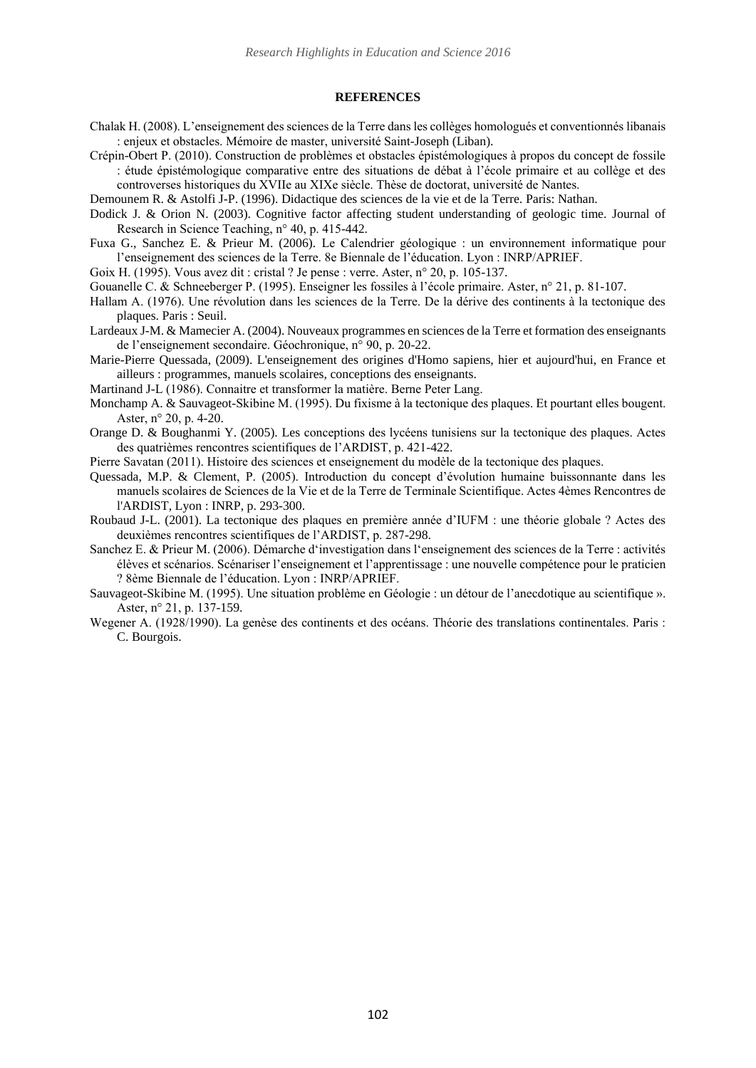## REFERENCES

Chalak H. (2008). L'enseignement des sciences de la Terre dans les collèges homologués et conventionnés libanais : enjeux et obstacles. Mémoire de master, université Saint-Joseph (Liban).

Crépin-Obert P. (2010). Construction de problèmes et obstacles épistémologiques à propos du concept de fossile : étude épistémologique comparative entre des situations de débat à l'école primaire et au collège et des controverses historiques du XVIIe au XIXe siècle. Thèse de doctorat, université de Nantes.

Demounem R. & Astolfi J-P. (1996). Didactique des sciences de la vie et de la Terre. Paris: Nathan.

Dodick J. & Orion N. (2003). Cognitive factor affecting student understanding of geologic time. Journal of Research in Science Teaching, n° 40, p. 415-442.

Fuxa G., Sanchez E. & Prieur M. (2006). Le Calendrier géologique : un environnement informatique pour l'enseignement des sciences de la Terre. 8e Biennale de l'éducation. Lyon : INRP/APRIEF.

Goix H. (1995). Vous avez dit : cristal ? Je pense : verre. Aster, n° 20, p. 105-137.

Gouanelle C. & Schneeberger P. (1995). Enseigner les fossiles à l'école primaire. Aster, n° 21, p. 81-107.

Hallam A. (1976). Une révolution dans les sciences de la Terre. De la dérive des continents à la tectonique des plaques. Paris : Seuil.

Lardeaux J-M. & Mamecier A. (2004). Nouveaux programmes en sciences de la Terre et formation des enseignants de l'enseignement secondaire. Géochronique, n° 90, p. 20-22.

Marie-Pierre Quessada, (2009). L'enseignement des origines d'Homo sapiens, hier et aujourd'hui, en France et ailleurs : programmes, manuels scolaires, conceptions des enseignants.

Martinand J-L (1986). Connaitre et transformer la matière. Berne Peter Lang.

Monchamp A. & Sauvageot-Skibine M. (1995). Du fixisme à la tectonique des plaques. Et pourtant elles bougent. Aster, n° 20, p. 4-20.

Orange D. & Boughanmi Y. (2005). Les conceptions des lycéens tunisiens sur la tectonique des plaques. Actes des quatrièmes rencontres scientifiques de l'ARDIST, p. 421-422.

Pierre Savatan (2011). Histoire des sciences et enseignement du modèle de la tectonique des plaques.

Quessada, M.P. & Clement, P. (2005). Introduction du concept d'évolution humaine buissonnante dans les manuels scolaires de Sciences de la Vie et de la Terre de Terminale Scientifique. Actes 4èmes Rencontres de l'ARDIST, Lyon : INRP, p. 293-300.

Roubaud J-L. (2001). La tectonique des plaques en première année d'IUFM : une théorie globale ? Actes des deuxièmes rencontres scientifiques de l'ARDIST, p. 287-298.

Sanchez E. & Prieur M. (2006). Démarche d'investigation dans l'enseignement des sciences de la Terre : activités élèves et scénarios. Scénariser l'enseignement et l'apprentissage : une nouvelle compétence pour le praticien ? 8ème Biennale de l'éducation. Lyon : INRP/APRIEF.

Sauvageot-Skibine M. (1995). Une situation problème en Géologie : un détour de l'anecdotique au scientifique ». Aster, n° 21, p. 137-159.

Wegener A. (1928/1990). La genèse des continents et des océans. Théorie des translations continentales. Paris : C. Bourgois.